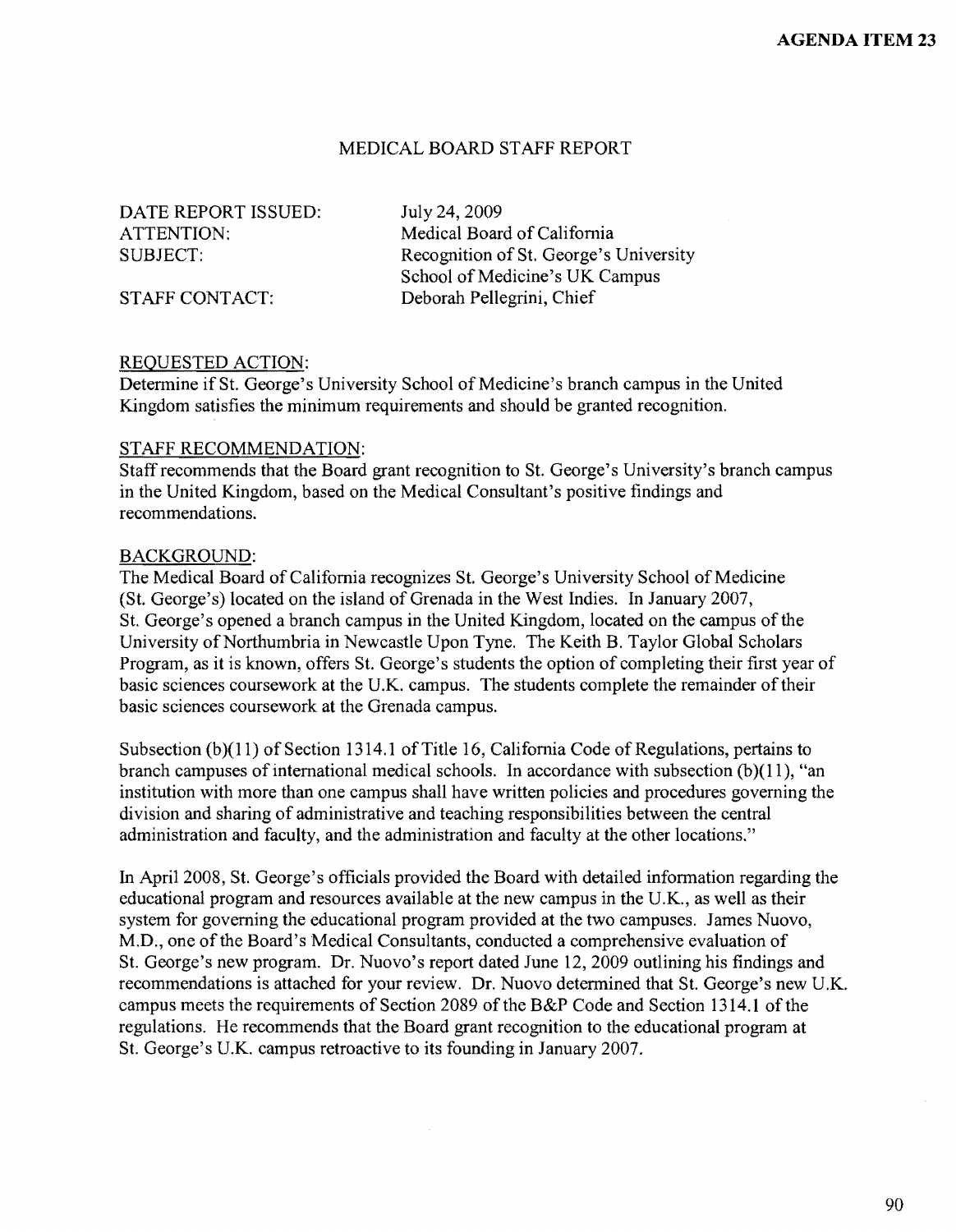**AGENDA ITEM 23**

# MEDICAL BOARD STAFF REPORT

DATE REPORT ISSUED: July 24, 2009
ATTENTION: Medical Board of California
SUBJECT: Recognition of St. George's University School of Medicine's UK Campus
STAFF CONTACT: Deborah Pellegrini, Chief

## REQUESTED ACTION:

Determine if St. George's University School of Medicine's branch campus in the United Kingdom satisfies the minimum requirements and should be granted recognition.

## STAFF RECOMMENDATION:

Staff recommends that the Board grant recognition to St. George's University's branch campus in the United Kingdom, based on the Medical Consultant's positive findings and recommendations.

## BACKGROUND:

The Medical Board of California recognizes St. George's University School of Medicine (St. George's) located on the island of Grenada in the West Indies. In January 2007, St. George's opened a branch campus in the United Kingdom, located on the campus of the University of Northumbria in Newcastle Upon Tyne. The Keith B. Taylor Global Scholars Program, as it is known, offers St. George's students the option of completing their first year of basic sciences coursework at the U.K. campus. The students complete the remainder of their basic sciences coursework at the Grenada campus.

Subsection (b)(11) of Section 1314.1 of Title 16, California Code of Regulations, pertains to branch campuses of international medical schools. In accordance with subsection (b)(11), "an institution with more than one campus shall have written policies and procedures governing the division and sharing of administrative and teaching responsibilities between the central administration and faculty, and the administration and faculty at the other locations."

In April 2008, St. George's officials provided the Board with detailed information regarding the educational program and resources available at the new campus in the U.K., as well as their system for governing the educational program provided at the two campuses. James Nuovo, M.D., one of the Board's Medical Consultants, conducted a comprehensive evaluation of St. George's new program. Dr. Nuovo's report dated June 12, 2009 outlining his findings and recommendations is attached for your review. Dr. Nuovo determined that St. George's new U.K. campus meets the requirements of Section 2089 of the B&P Code and Section 1314.1 of the regulations. He recommends that the Board grant recognition to the educational program at St. George's U.K. campus retroactive to its founding in January 2007.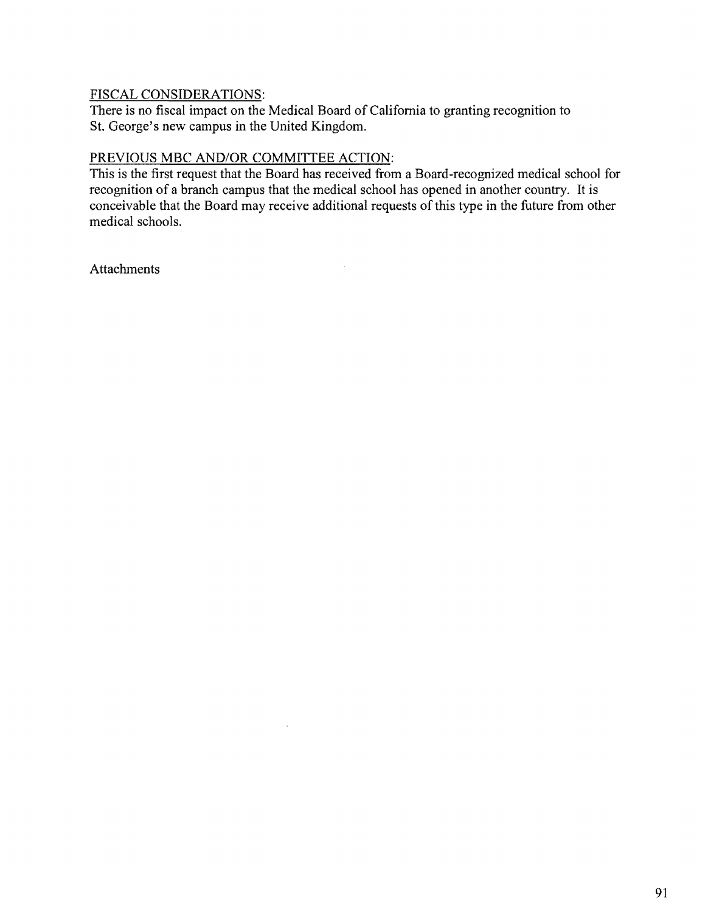## FISCAL CONSIDERATIONS:

There is no fiscal impact on the Medical Board of California to granting recognition to St. George's new campus in the United Kingdom.

## PREVIOUS MBC AND/OR COMMITTEE ACTION:

This is the first request that the Board has received from a Board-recognized medical school for recognition of a branch campus that the medical school has opened in another country. It is conceivable that the Board may receive additional requests of this type in the future from other medical schools.

Attachments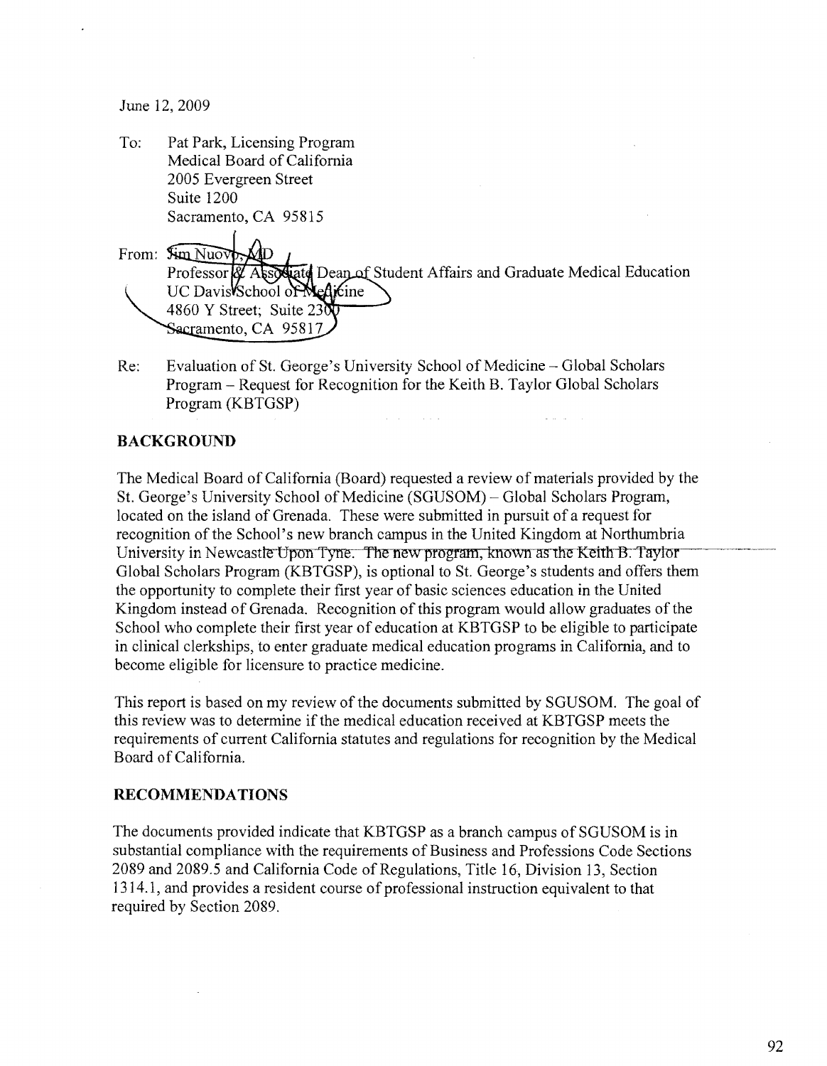June 12, 2009

To: Pat Park, Licensing Program
Medical Board of California
2005 Evergreen Street
Suite 1200
Sacramento, CA 95815

From: Jim Nuovo, MD
Professor & Associate Dean of Student Affairs and Graduate Medical Education
UC Davis School of Medicine
4860 Y Street; Suite 2300
Sacramento, CA 95817

Re: Evaluation of St. George's University School of Medicine – Global Scholars Program – Request for Recognition for the Keith B. Taylor Global Scholars Program (KBTGSP)

**BACKGROUND**

The Medical Board of California (Board) requested a review of materials provided by the St. George's University School of Medicine (SGUSOM) – Global Scholars Program, located on the island of Grenada. These were submitted in pursuit of a request for recognition of the School's new branch campus in the United Kingdom at Northumbria University in Newcastle Upon Tyne. The new program, known as the Keith B. Taylor Global Scholars Program (KBTGSP), is optional to St. George's students and offers them the opportunity to complete their first year of basic sciences education in the United Kingdom instead of Grenada. Recognition of this program would allow graduates of the School who complete their first year of education at KBTGSP to be eligible to participate in clinical clerkships, to enter graduate medical education programs in California, and to become eligible for licensure to practice medicine.

This report is based on my review of the documents submitted by SGUSOM. The goal of this review was to determine if the medical education received at KBTGSP meets the requirements of current California statutes and regulations for recognition by the Medical Board of California.

**RECOMMENDATIONS**

The documents provided indicate that KBTGSP as a branch campus of SGUSOM is in substantial compliance with the requirements of Business and Professions Code Sections 2089 and 2089.5 and California Code of Regulations, Title 16, Division 13, Section 1314.1, and provides a resident course of professional instruction equivalent to that required by Section 2089.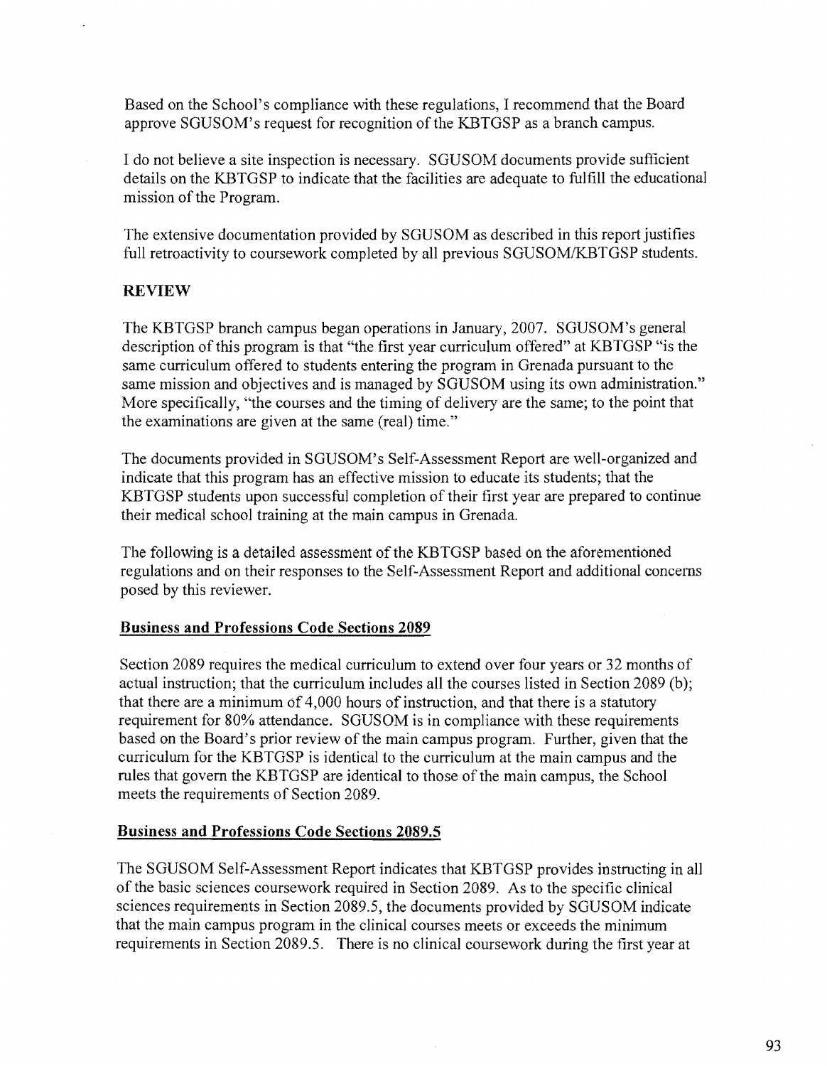Based on the School's compliance with these regulations, I recommend that the Board approve SGUSOM's request for recognition of the KBTGSP as a branch campus.

I do not believe a site inspection is necessary. SGUSOM documents provide sufficient details on the KBTGSP to indicate that the facilities are adequate to fulfill the educational mission of the Program.

The extensive documentation provided by SGUSOM as described in this report justifies full retroactivity to coursework completed by all previous SGUSOM/KBTGSP students.

## REVIEW

The KBTGSP branch campus began operations in January, 2007. SGUSOM's general description of this program is that "the first year curriculum offered" at KBTGSP "is the same curriculum offered to students entering the program in Grenada pursuant to the same mission and objectives and is managed by SGUSOM using its own administration." More specifically, "the courses and the timing of delivery are the same; to the point that the examinations are given at the same (real) time."

The documents provided in SGUSOM's Self-Assessment Report are well-organized and indicate that this program has an effective mission to educate its students; that the KBTGSP students upon successful completion of their first year are prepared to continue their medical school training at the main campus in Grenada.

The following is a detailed assessment of the KBTGSP based on the aforementioned regulations and on their responses to the Self-Assessment Report and additional concerns posed by this reviewer.

### Business and Professions Code Sections 2089

Section 2089 requires the medical curriculum to extend over four years or 32 months of actual instruction; that the curriculum includes all the courses listed in Section 2089 (b); that there are a minimum of 4,000 hours of instruction, and that there is a statutory requirement for 80% attendance. SGUSOM is in compliance with these requirements based on the Board's prior review of the main campus program. Further, given that the curriculum for the KBTGSP is identical to the curriculum at the main campus and the rules that govern the KBTGSP are identical to those of the main campus, the School meets the requirements of Section 2089.

### Business and Professions Code Sections 2089.5

The SGUSOM Self-Assessment Report indicates that KBTGSP provides instructing in all of the basic sciences coursework required in Section 2089. As to the specific clinical sciences requirements in Section 2089.5, the documents provided by SGUSOM indicate that the main campus program in the clinical courses meets or exceeds the minimum requirements in Section 2089.5. There is no clinical coursework during the first year at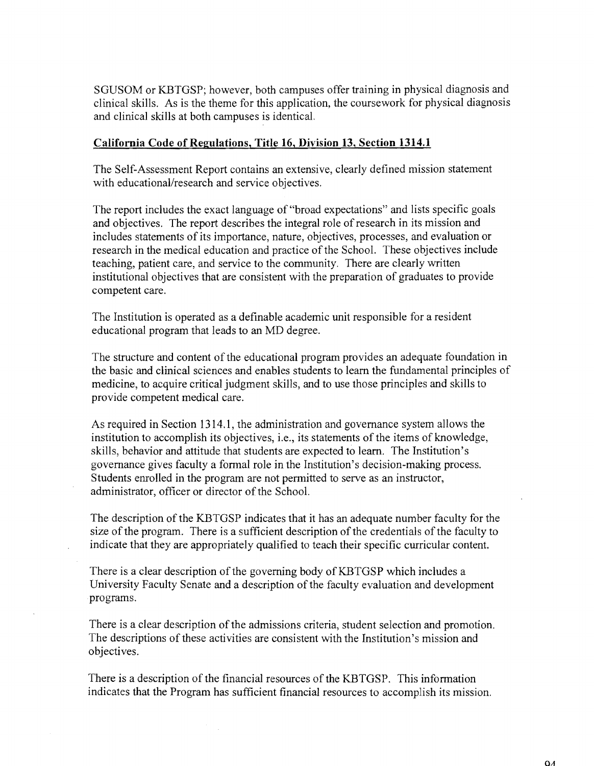SGUSOM or KBTGSP; however, both campuses offer training in physical diagnosis and clinical skills. As is the theme for this application, the coursework for physical diagnosis and clinical skills at both campuses is identical.

**California Code of Regulations, Title 16, Division 13, Section 1314.1**

The Self-Assessment Report contains an extensive, clearly defined mission statement with educational/research and service objectives.

The report includes the exact language of "broad expectations" and lists specific goals and objectives. The report describes the integral role of research in its mission and includes statements of its importance, nature, objectives, processes, and evaluation or research in the medical education and practice of the School. These objectives include teaching, patient care, and service to the community. There are clearly written institutional objectives that are consistent with the preparation of graduates to provide competent care.

The Institution is operated as a definable academic unit responsible for a resident educational program that leads to an MD degree.

The structure and content of the educational program provides an adequate foundation in the basic and clinical sciences and enables students to learn the fundamental principles of medicine, to acquire critical judgment skills, and to use those principles and skills to provide competent medical care.

As required in Section 1314.1, the administration and governance system allows the institution to accomplish its objectives, i.e., its statements of the items of knowledge, skills, behavior and attitude that students are expected to learn. The Institution's governance gives faculty a formal role in the Institution's decision-making process. Students enrolled in the program are not permitted to serve as an instructor, administrator, officer or director of the School.

The description of the KBTGSP indicates that it has an adequate number faculty for the size of the program. There is a sufficient description of the credentials of the faculty to indicate that they are appropriately qualified to teach their specific curricular content.

There is a clear description of the governing body of KBTGSP which includes a University Faculty Senate and a description of the faculty evaluation and development programs.

There is a clear description of the admissions criteria, student selection and promotion. The descriptions of these activities are consistent with the Institution's mission and objectives.

There is a description of the financial resources of the KBTGSP. This information indicates that the Program has sufficient financial resources to accomplish its mission.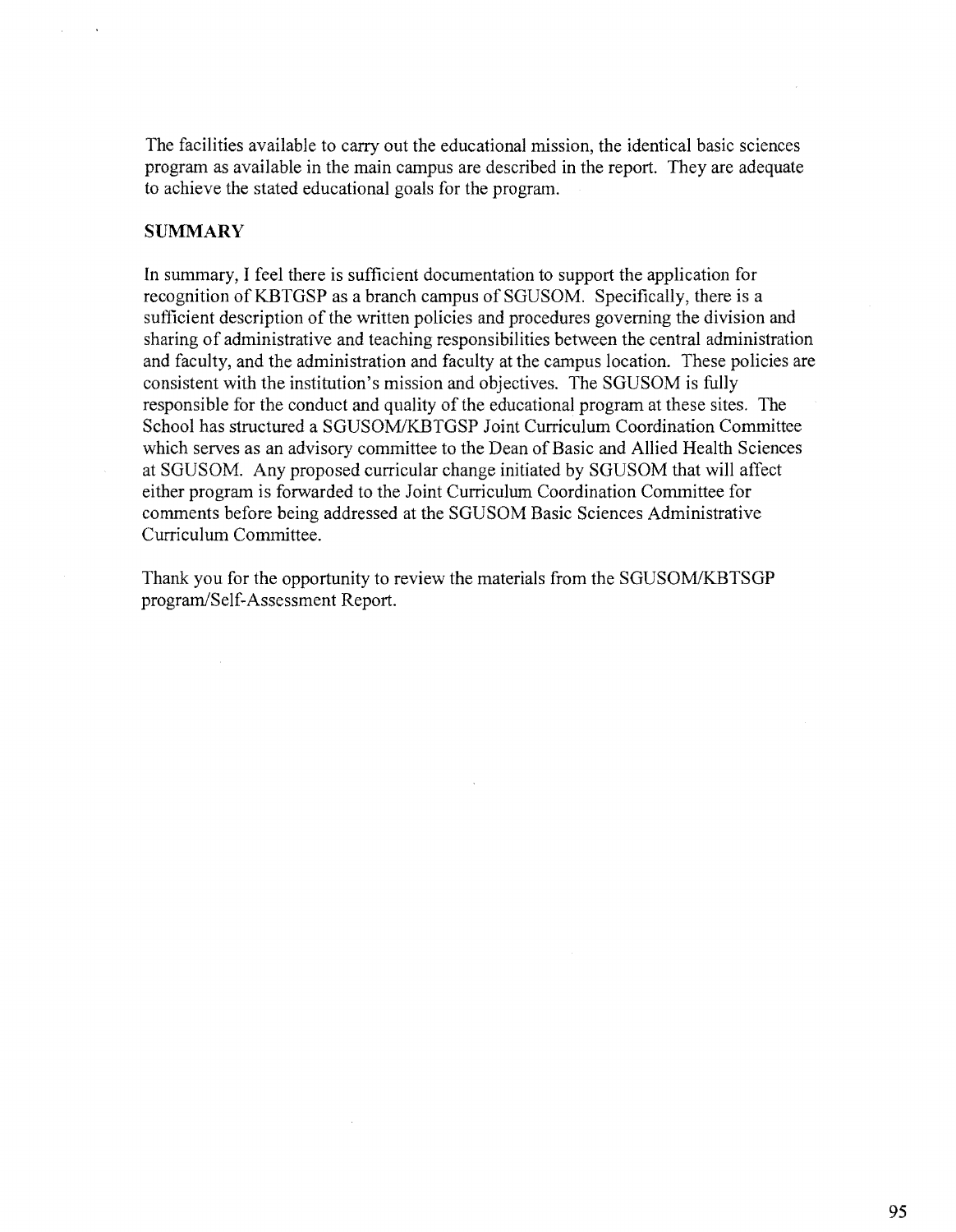The facilities available to carry out the educational mission, the identical basic sciences program as available in the main campus are described in the report. They are adequate to achieve the stated educational goals for the program.

**SUMMARY**

In summary, I feel there is sufficient documentation to support the application for recognition of KBTGSP as a branch campus of SGUSOM. Specifically, there is a sufficient description of the written policies and procedures governing the division and sharing of administrative and teaching responsibilities between the central administration and faculty, and the administration and faculty at the campus location. These policies are consistent with the institution's mission and objectives. The SGUSOM is fully responsible for the conduct and quality of the educational program at these sites. The School has structured a SGUSOM/KBTGSP Joint Curriculum Coordination Committee which serves as an advisory committee to the Dean of Basic and Allied Health Sciences at SGUSOM. Any proposed curricular change initiated by SGUSOM that will affect either program is forwarded to the Joint Curriculum Coordination Committee for comments before being addressed at the SGUSOM Basic Sciences Administrative Curriculum Committee.

Thank you for the opportunity to review the materials from the SGUSOM/KBTSGP program/Self-Assessment Report.